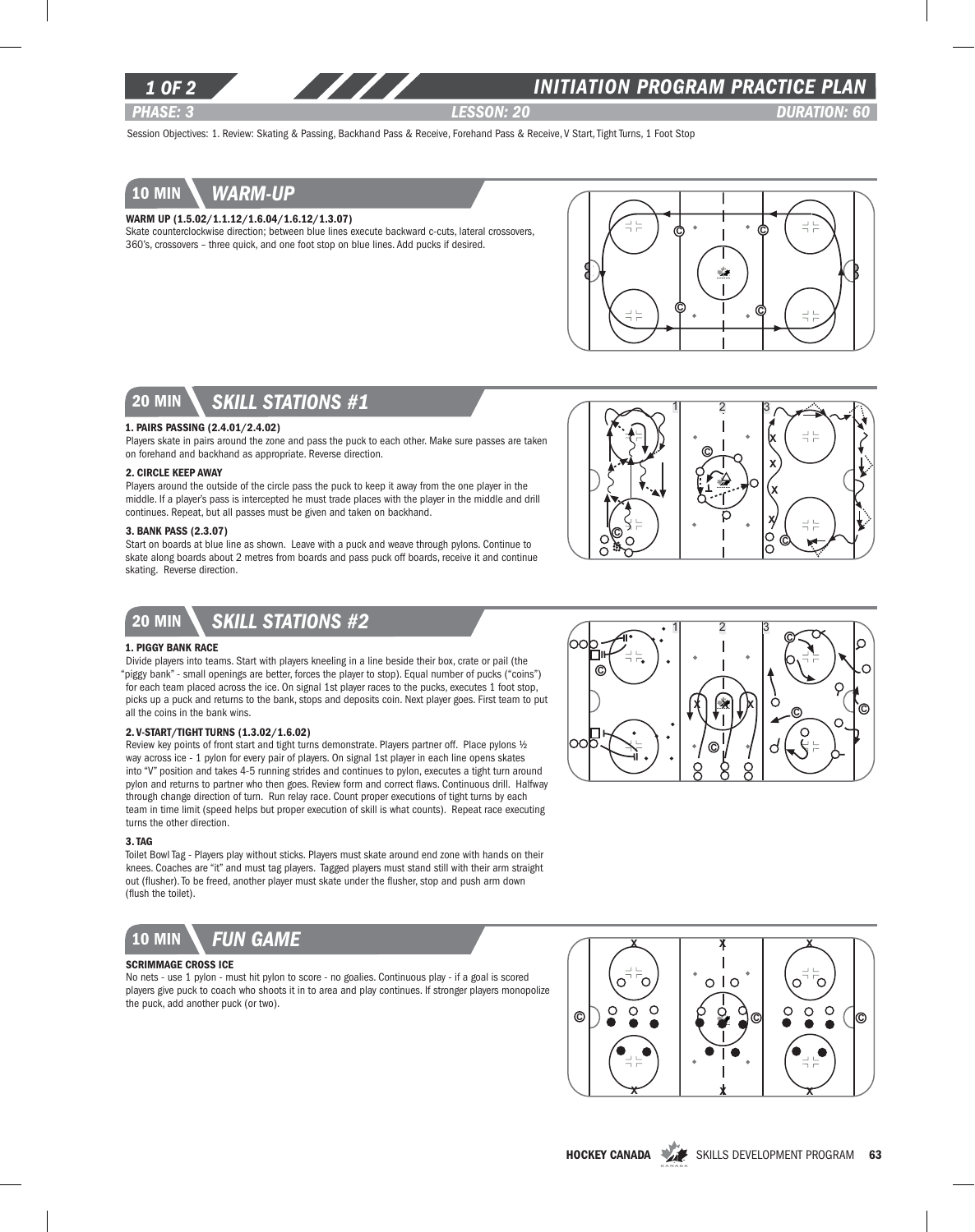# INITIATION PROGRAM PRACTICE PLAN

*PHASE: 3* *LESSON: 20* *DURATION: 60*

Session Objectives: 1. Review: Skating & Passing, Backhand Pass & Receive, Forehand Pass & Receive, V Start, Tight Turns, 1 Foot Stop

## 10 MIN WARM-UP

**WARM UP (1.5.02/1.1.12/1.6.04/1.6.12/1.3.07)**

Skate counterclockwise direction; between blue lines execute backward c-cuts, lateral crossovers, 360's, crossovers – three quick, and one foot stop on blue lines. Add pucks if desired.

## 20 MIN SKILL STATIONS #1

**1. PAIRS PASSING (2.4.01/2.4.02)**

Players skate in pairs around the zone and pass the puck to each other. Make sure passes are taken on forehand and backhand as appropriate. Reverse direction.

**2. CIRCLE KEEP AWAY**

Players around the outside of the circle pass the puck to keep it away from the one player in the middle. If a player's pass is intercepted he must trade places with the player in the middle and drill continues. Repeat, but all passes must be given and taken on backhand.

**3. BANK PASS (2.3.07)**

Start on boards at blue line as shown. Leave with a puck and weave through pylons. Continue to skate along boards about 2 metres from boards and pass puck off boards, receive it and continue skating. Reverse direction.

## 20 MIN SKILL STATIONS #2

**1. PIGGY BANK RACE**

Divide players into teams. Start with players kneeling in a line beside their box, crate or pail (the "piggy bank" - small openings are better, forces the player to stop). Equal number of pucks ("coins") for each team placed across the ice. On signal 1st player races to the pucks, executes 1 foot stop, picks up a puck and returns to the bank, stops and deposits coin. Next player goes. First team to put all the coins in the bank wins.

**2. V-START/TIGHT TURNS (1.3.02/1.6.02)**

Review key points of front start and tight turns demonstrate. Players partner off. Place pylons ½ way across ice - 1 pylon for every pair of players. On signal 1st player in each line opens skates into "V" position and takes 4-5 running strides and continues to pylon, executes a tight turn around pylon and returns to partner who then goes. Review form and correct flaws. Continuous drill. Halfway through change direction of turn. Run relay race. Count proper executions of tight turns by each team in time limit (speed helps but proper execution of skill is what counts). Repeat race executing turns the other direction.

**3. TAG**

Toilet Bowl Tag - Players play without sticks. Players must skate around end zone with hands on their knees. Coaches are "it" and must tag players. Tagged players must stand still with their arm straight out (flusher). To be freed, another player must skate under the flusher, stop and push arm down (flush the toilet).

## 10 MIN FUN GAME

**SCRIMMAGE CROSS ICE**

No nets - use 1 pylon - must hit pylon to score - no goalies. Continuous play - if a goal is scored players give puck to coach who shoots it in to area and play continues. If stronger players monopolize the puck, add another puck (or two).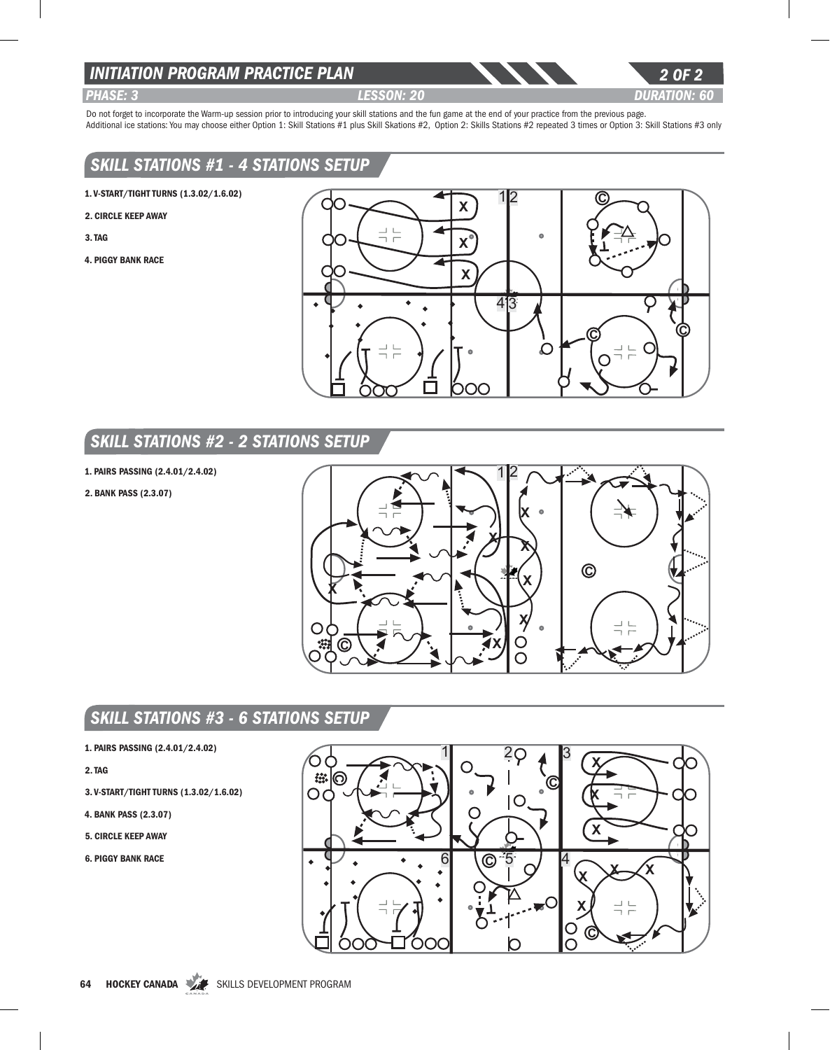## INITIATION PROGRAM PRACTICE PLAN

*PHASE: 3* *LESSON: 20* *DURATION: 60*

Do not forget to incorporate the Warm-up session prior to introducing your skill stations and the fun game at the end of your practice from the previous page.
Additional ice stations: You may choose either Option 1: Skill Stations #1 plus Skill Skations #2, Option 2: Skills Stations #2 repeated 3 times or Option 3: Skill Stations #3 only

## SKILL STATIONS #1 - 4 STATIONS SETUP

1. V-START/TIGHT TURNS (1.3.02/1.6.02)
2. CIRCLE KEEP AWAY
3. TAG
4. PIGGY BANK RACE

## SKILL STATIONS #2 - 2 STATIONS SETUP

1. PAIRS PASSING (2.4.01/2.4.02)
2. BANK PASS (2.3.07)

## SKILL STATIONS #3 - 6 STATIONS SETUP

1. PAIRS PASSING (2.4.01/2.4.02)
2. TAG
3. V-START/TIGHT TURNS (1.3.02/1.6.02)
4. BANK PASS (2.3.07)
5. CIRCLE KEEP AWAY
6. PIGGY BANK RACE